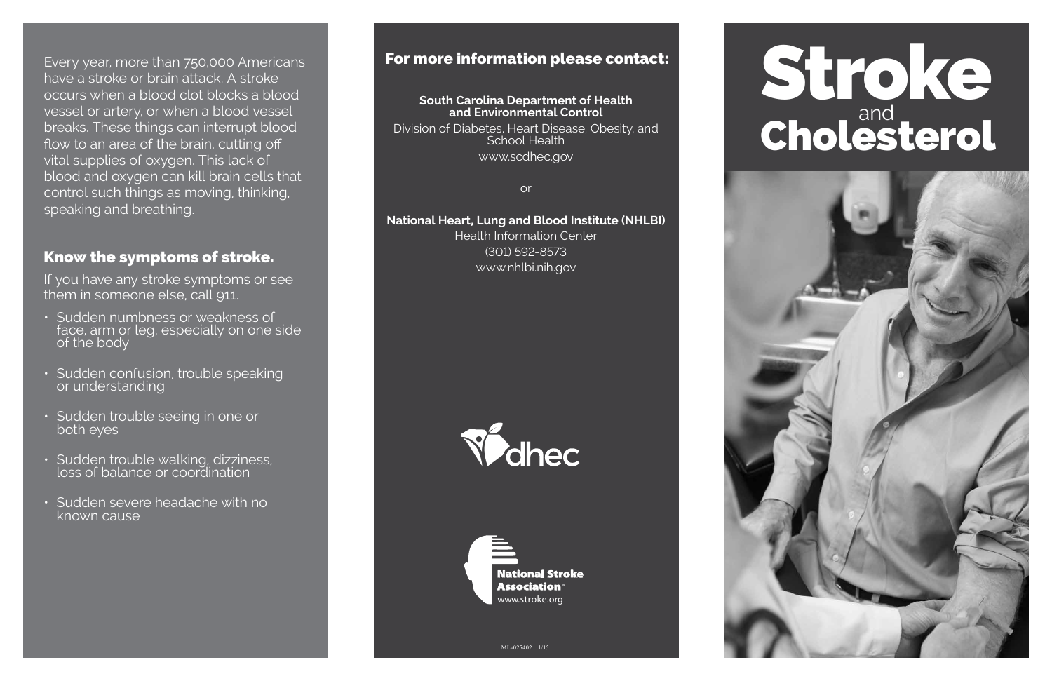Every year, more than 750,000 Americans have a stroke or brain attack. A stroke occurs when a blood clot blocks a blood vessel or artery, or when a blood vessel breaks. These things can interrupt blood flow to an area of the brain, cutting off vital supplies of oxygen. This lack of blood and oxygen can kill brain cells that control such things as moving, thinking, speaking and breathing.

## Know the symptoms of stroke.

If you have any stroke symptoms or see them in someone else, call 911.

- Sudden numbness or weakness of face, arm or leg, especially on one side of the body
- Sudden confusion, trouble speaking or understanding
- Sudden trouble seeing in one or both eyes
- Sudden trouble walking, dizziness, loss of balance or coordination
- Sudden severe headache with no known cause

## For more information please contact:

**South Carolina Department of Health and Environmental Control**
Division of Diabetes, Heart Disease, Obesity, and School Health
www.scdhec.gov

or

**National Heart, Lung and Blood Institute (NHLBI)**
Health Information Center
(301) 592-8573
www.nhlbi.nih.gov

dhec

National Stroke Association™
www.stroke.org

ML-025402 1/15

# Stroke and Cholesterol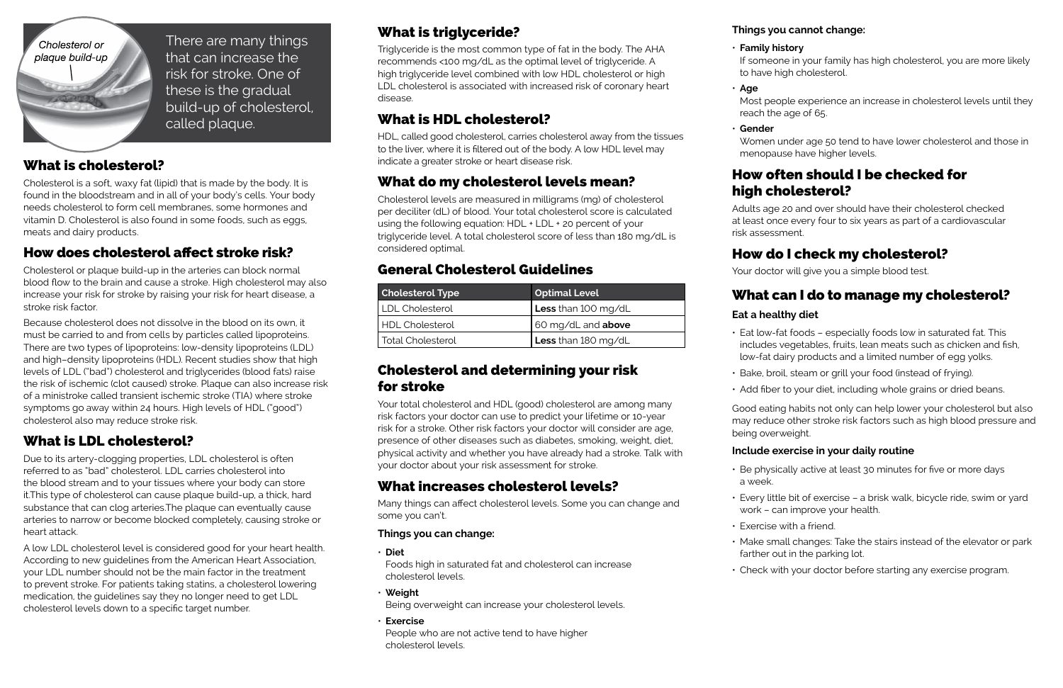Cholesterol or plaque build-up

There are many things that can increase the risk for stroke. One of these is the gradual build-up of cholesterol, called plaque.

## What is cholesterol?

Cholesterol is a soft, waxy fat (lipid) that is made by the body. It is found in the bloodstream and in all of your body's cells. Your body needs cholesterol to form cell membranes, some hormones and vitamin D. Cholesterol is also found in some foods, such as eggs, meats and dairy products.

## How does cholesterol affect stroke risk?

Cholesterol or plaque build-up in the arteries can block normal blood flow to the brain and cause a stroke. High cholesterol may also increase your risk for stroke by raising your risk for heart disease, a stroke risk factor.

Because cholesterol does not dissolve in the blood on its own, it must be carried to and from cells by particles called lipoproteins. There are two types of lipoproteins: low-density lipoproteins (LDL) and high–density lipoproteins (HDL). Recent studies show that high levels of LDL ("bad") cholesterol and triglycerides (blood fats) raise the risk of ischemic (clot caused) stroke. Plaque can also increase risk of a ministroke called transient ischemic stroke (TIA) where stroke symptoms go away within 24 hours. High levels of HDL ("good") cholesterol also may reduce stroke risk.

## What is LDL cholesterol?

Due to its artery-clogging properties, LDL cholesterol is often referred to as "bad" cholesterol. LDL carries cholesterol into the blood stream and to your tissues where your body can store it.This type of cholesterol can cause plaque build-up, a thick, hard substance that can clog arteries.The plaque can eventually cause arteries to narrow or become blocked completely, causing stroke or heart attack.

A low LDL cholesterol level is considered good for your heart health. According to new guidelines from the American Heart Association, your LDL number should not be the main factor in the treatment to prevent stroke. For patients taking statins, a cholesterol lowering medication, the guidelines say they no longer need to get LDL cholesterol levels down to a specific target number.

## What is triglyceride?

Triglyceride is the most common type of fat in the body. The AHA recommends <100 mg/dL as the optimal level of triglyceride. A high triglyceride level combined with low HDL cholesterol or high LDL cholesterol is associated with increased risk of coronary heart disease.

## What is HDL cholesterol?

HDL, called good cholesterol, carries cholesterol away from the tissues to the liver, where it is filtered out of the body. A low HDL level may indicate a greater stroke or heart disease risk.

## What do my cholesterol levels mean?

Cholesterol levels are measured in milligrams (mg) of cholesterol per deciliter (dL) of blood. Your total cholesterol score is calculated using the following equation: HDL + LDL + 20 percent of your triglyceride level. A total cholesterol score of less than 180 mg/dL is considered optimal.

## General Cholesterol Guidelines

| Cholesterol Type | Optimal Level |
|---|---|
| LDL Cholesterol | **Less** than 100 mg/dL |
| HDL Cholesterol | 60 mg/dL and **above** |
| Total Cholesterol | **Less** than 180 mg/dL |

## Cholesterol and determining your risk for stroke

Your total cholesterol and HDL (good) cholesterol are among many risk factors your doctor can use to predict your lifetime or 10-year risk for a stroke. Other risk factors your doctor will consider are age, presence of other diseases such as diabetes, smoking, weight, diet, physical activity and whether you have already had a stroke. Talk with your doctor about your risk assessment for stroke.

## What increases cholesterol levels?

Many things can affect cholesterol levels. Some you can change and some you can't.

### Things you can change:

- **Diet**
  Foods high in saturated fat and cholesterol can increase cholesterol levels.
- **Weight**
  Being overweight can increase your cholesterol levels.
- **Exercise**
  People who are not active tend to have higher cholesterol levels.

### Things you cannot change:

- **Family history**
  If someone in your family has high cholesterol, you are more likely to have high cholesterol.
- **Age**
  Most people experience an increase in cholesterol levels until they reach the age of 65.
- **Gender**
  Women under age 50 tend to have lower cholesterol and those in menopause have higher levels.

## How often should I be checked for high cholesterol?

Adults age 20 and over should have their cholesterol checked at least once every four to six years as part of a cardiovascular risk assessment.

## How do I check my cholesterol?

Your doctor will give you a simple blood test.

## What can I do to manage my cholesterol?

### Eat a healthy diet

- Eat low-fat foods – especially foods low in saturated fat. This includes vegetables, fruits, lean meats such as chicken and fish, low-fat dairy products and a limited number of egg yolks.
- Bake, broil, steam or grill your food (instead of frying).
- Add fiber to your diet, including whole grains or dried beans.

Good eating habits not only can help lower your cholesterol but also may reduce other stroke risk factors such as high blood pressure and being overweight.

### Include exercise in your daily routine

- Be physically active at least 30 minutes for five or more days a week.
- Every little bit of exercise – a brisk walk, bicycle ride, swim or yard work – can improve your health.
- Exercise with a friend.
- Make small changes: Take the stairs instead of the elevator or park farther out in the parking lot.
- Check with your doctor before starting any exercise program.